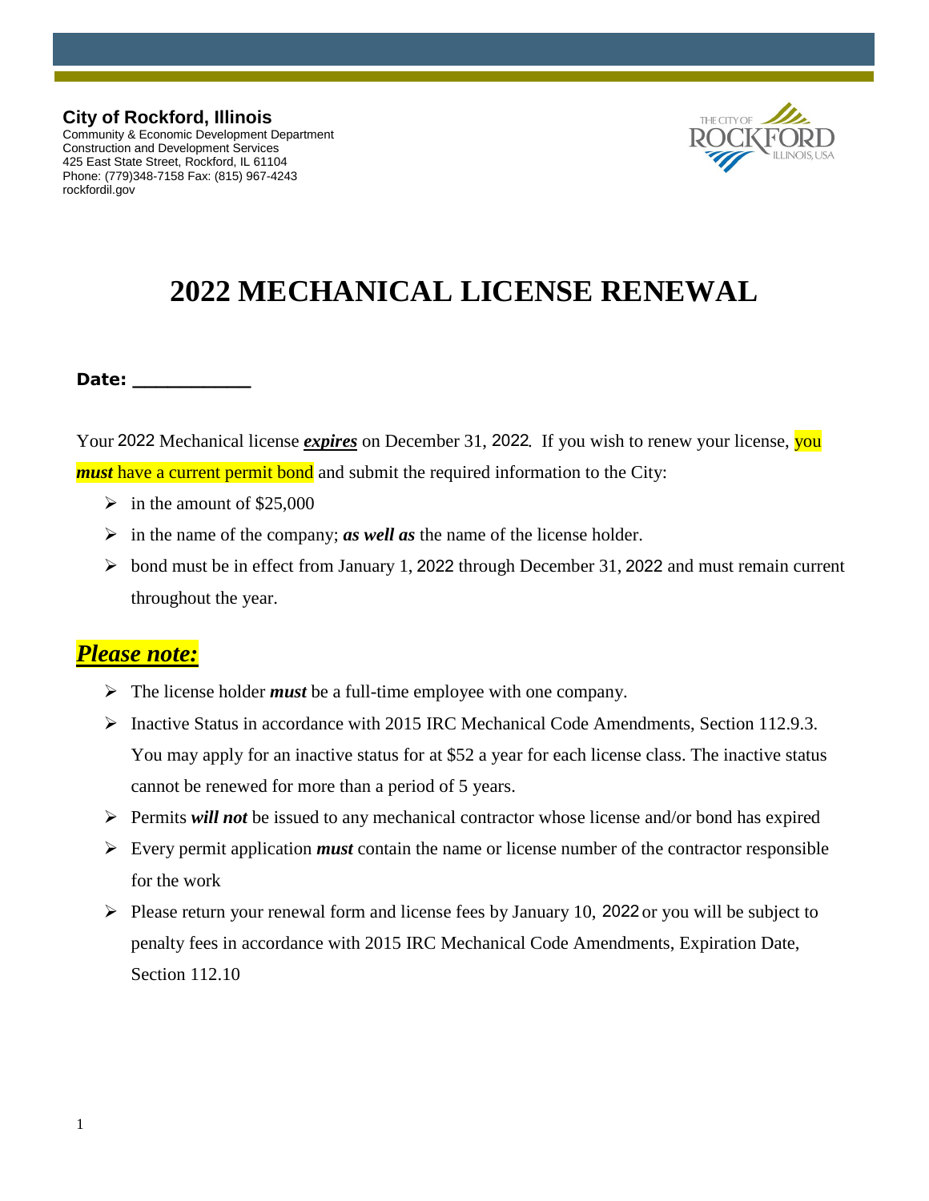**City of Rockford, Illinois**
Community & Economic Development Department
Construction and Development Services
425 East State Street, Rockford, IL 61104
Phone: (779)348-7158 Fax: (815) 967-4243
rockfordil.gov

# 2022 MECHANICAL LICENSE RENEWAL

**Date: ___________**

Your 2022 Mechanical license ***expires*** on December 31, 2022. If you wish to renew your license, you ***must*** have a current permit bond and submit the required information to the City:

- in the amount of $25,000
- in the name of the company; ***as well as*** the name of the license holder.
- bond must be in effect from January 1, 2022 through December 31, 2022 and must remain current throughout the year.

## ***Please note:***

- The license holder ***must*** be a full-time employee with one company.
- Inactive Status in accordance with 2015 IRC Mechanical Code Amendments, Section 112.9.3. You may apply for an inactive status for at $52 a year for each license class. The inactive status cannot be renewed for more than a period of 5 years.
- Permits ***will not*** be issued to any mechanical contractor whose license and/or bond has expired
- Every permit application ***must*** contain the name or license number of the contractor responsible for the work
- Please return your renewal form and license fees by January 10, 2022 or you will be subject to penalty fees in accordance with 2015 IRC Mechanical Code Amendments, Expiration Date, Section 112.10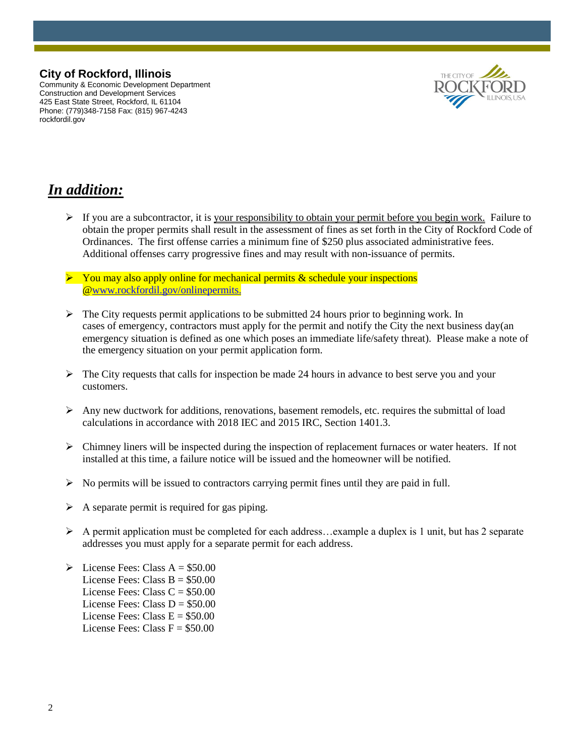**City of Rockford, Illinois**
Community & Economic Development Department
Construction and Development Services
425 East State Street, Rockford, IL 61104
Phone: (779)348-7158 Fax: (815) 967-4243
rockfordil.gov

## ***In addition:***

- If you are a subcontractor, it is your responsibility to obtain your permit before you begin work. Failure to obtain the proper permits shall result in the assessment of fines as set forth in the City of Rockford Code of Ordinances. The first offense carries a minimum fine of $250 plus associated administrative fees. Additional offenses carry progressive fines and may result with non-issuance of permits.

- You may also apply online for mechanical permits & schedule your inspections @www.rockfordil.gov/onlinepermits.

- The City requests permit applications to be submitted 24 hours prior to beginning work. In cases of emergency, contractors must apply for the permit and notify the City the next business day(an emergency situation is defined as one which poses an immediate life/safety threat). Please make a note of the emergency situation on your permit application form.

- The City requests that calls for inspection be made 24 hours in advance to best serve you and your customers.

- Any new ductwork for additions, renovations, basement remodels, etc. requires the submittal of load calculations in accordance with 2018 IEC and 2015 IRC, Section 1401.3.

- Chimney liners will be inspected during the inspection of replacement furnaces or water heaters. If not installed at this time, a failure notice will be issued and the homeowner will be notified.

- No permits will be issued to contractors carrying permit fines until they are paid in full.

- A separate permit is required for gas piping.

- A permit application must be completed for each address…example a duplex is 1 unit, but has 2 separate addresses you must apply for a separate permit for each address.

- License Fees: Class A = $50.00
  License Fees: Class B = $50.00
  License Fees: Class C = $50.00
  License Fees: Class D = $50.00
  License Fees: Class E = $50.00
  License Fees: Class F = $50.00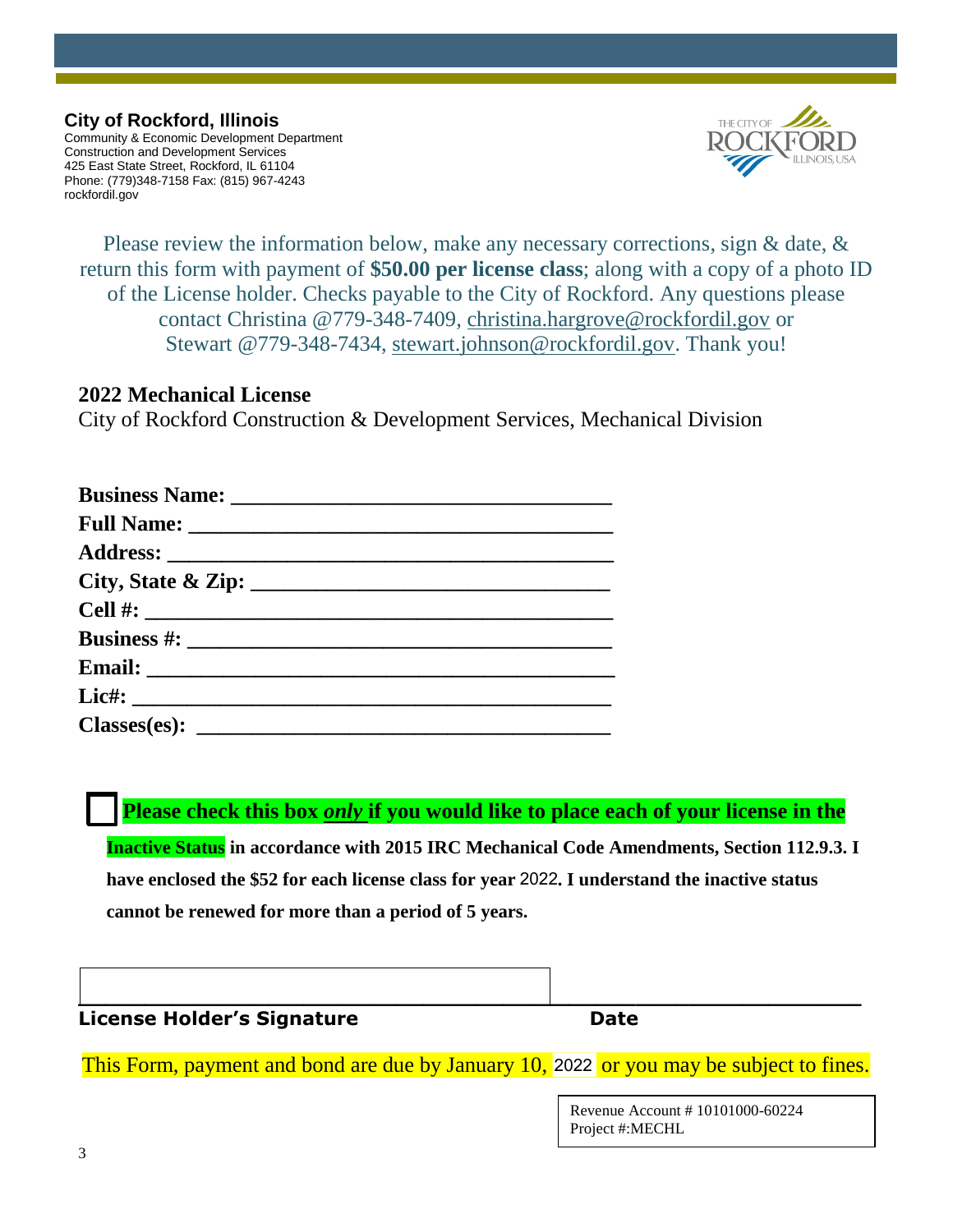**City of Rockford, Illinois**
Community & Economic Development Department
Construction and Development Services
425 East State Street, Rockford, IL 61104
Phone: (779)348-7158 Fax: (815) 967-4243
rockfordil.gov

Please review the information below, make any necessary corrections, sign & date, & return this form with payment of **$50.00 per license class**; along with a copy of a photo ID of the License holder. Checks payable to the City of Rockford. Any questions please contact Christina @779-348-7409, christina.hargrove@rockfordil.gov or Stewart @779-348-7434, stewart.johnson@rockfordil.gov. Thank you!

## 2022 Mechanical License

City of Rockford Construction & Development Services, Mechanical Division

**Business Name:** ______________________________

**Full Name:** ______________________________

**Address:** ______________________________

**City, State & Zip:** ______________________________

**Cell #:** ______________________________

**Business #:** ______________________________

**Email:** ______________________________

**Lic#:** ______________________________

**Classes(es):** ______________________________

☐ **Please check this box *only* if you would like to place each of your license in the Inactive Status in accordance with 2015 IRC Mechanical Code Amendments, Section 112.9.3. I have enclosed the $52 for each license class for year 2022. I understand the inactive status cannot be renewed for more than a period of 5 years.**

______________________________ ______________________________

**License Holder's Signature** **Date**

This Form, payment and bond are due by January 10, 2022 or you may be subject to fines.

Revenue Account # 10101000-60224
Project #:MECHL